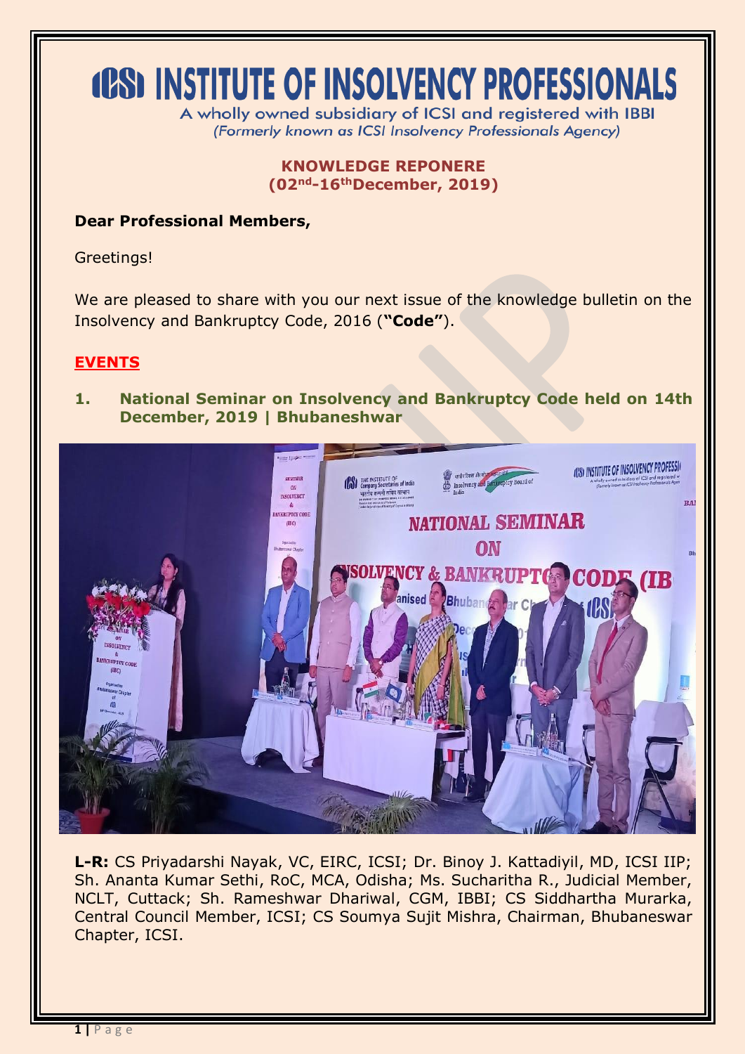# ICSI INSTITUTE OF INSOLVENCY PROFESSIONALS

A wholly owned subsidiary of ICSI and registered with IBBI
*(Formerly known as ICSI Insolvency Professionals Agency)*

**KNOWLEDGE REPONERE**
**(02nd-16thDecember, 2019)**

**Dear Professional Members,**

Greetings!

We are pleased to share with you our next issue of the knowledge bulletin on the Insolvency and Bankruptcy Code, 2016 (**"Code"**).

## EVENTS

### 1. National Seminar on Insolvency and Bankruptcy Code held on 14th December, 2019 | Bhubaneshwar

**L-R:** CS Priyadarshi Nayak, VC, EIRC, ICSI; Dr. Binoy J. Kattadiyil, MD, ICSI IIP; Sh. Ananta Kumar Sethi, RoC, MCA, Odisha; Ms. Sucharitha R., Judicial Member, NCLT, Cuttack; Sh. Rameshwar Dhariwal, CGM, IBBI; CS Siddhartha Murarka, Central Council Member, ICSI; CS Soumya Sujit Mishra, Chairman, Bhubaneswar Chapter, ICSI.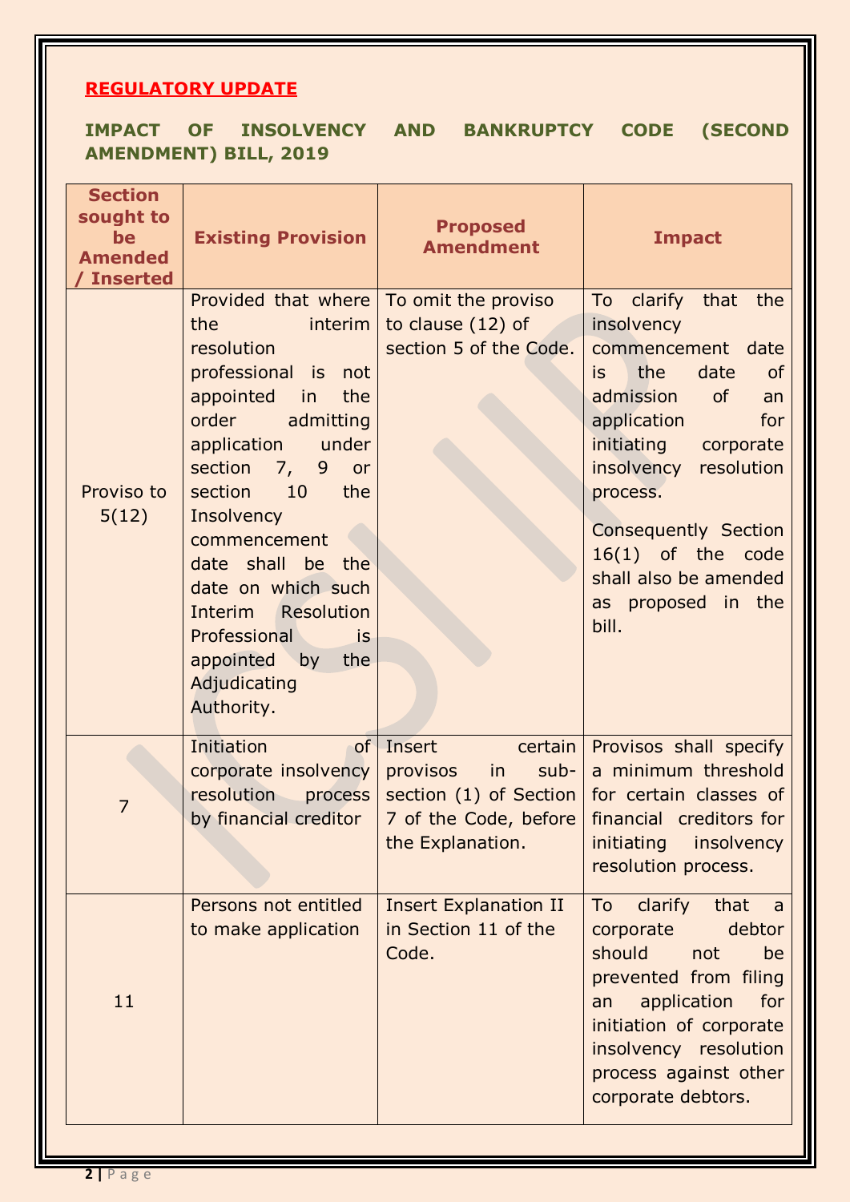**REGULATORY UPDATE**

## IMPACT OF INSOLVENCY AND BANKRUPTCY CODE (SECOND AMENDMENT) BILL, 2019

| Section sought to be Amended / Inserted | Existing Provision | Proposed Amendment | Impact |
|---|---|---|---|
| Proviso to 5(12) | Provided that where the interim resolution professional is not appointed in the order admitting application under section 7, 9 or section 10 the Insolvency commencement date shall be the date on which such Interim Resolution Professional is appointed by the Adjudicating Authority. | To omit the proviso to clause (12) of section 5 of the Code. | To clarify that the insolvency commencement date is the date of admission of an application for initiating corporate insolvency resolution process.<br><br>Consequently Section 16(1) of the code shall also be amended as proposed in the bill. |
| 7 | Initiation of corporate insolvency resolution process by financial creditor | Insert certain provisos in sub-section (1) of Section 7 of the Code, before the Explanation. | Provisos shall specify a minimum threshold for certain classes of financial creditors for initiating insolvency resolution process. |
| 11 | Persons not entitled to make application | Insert Explanation II in Section 11 of the Code. | To clarify that a corporate debtor should not be prevented from filing an application for initiation of corporate insolvency resolution process against other corporate debtors. |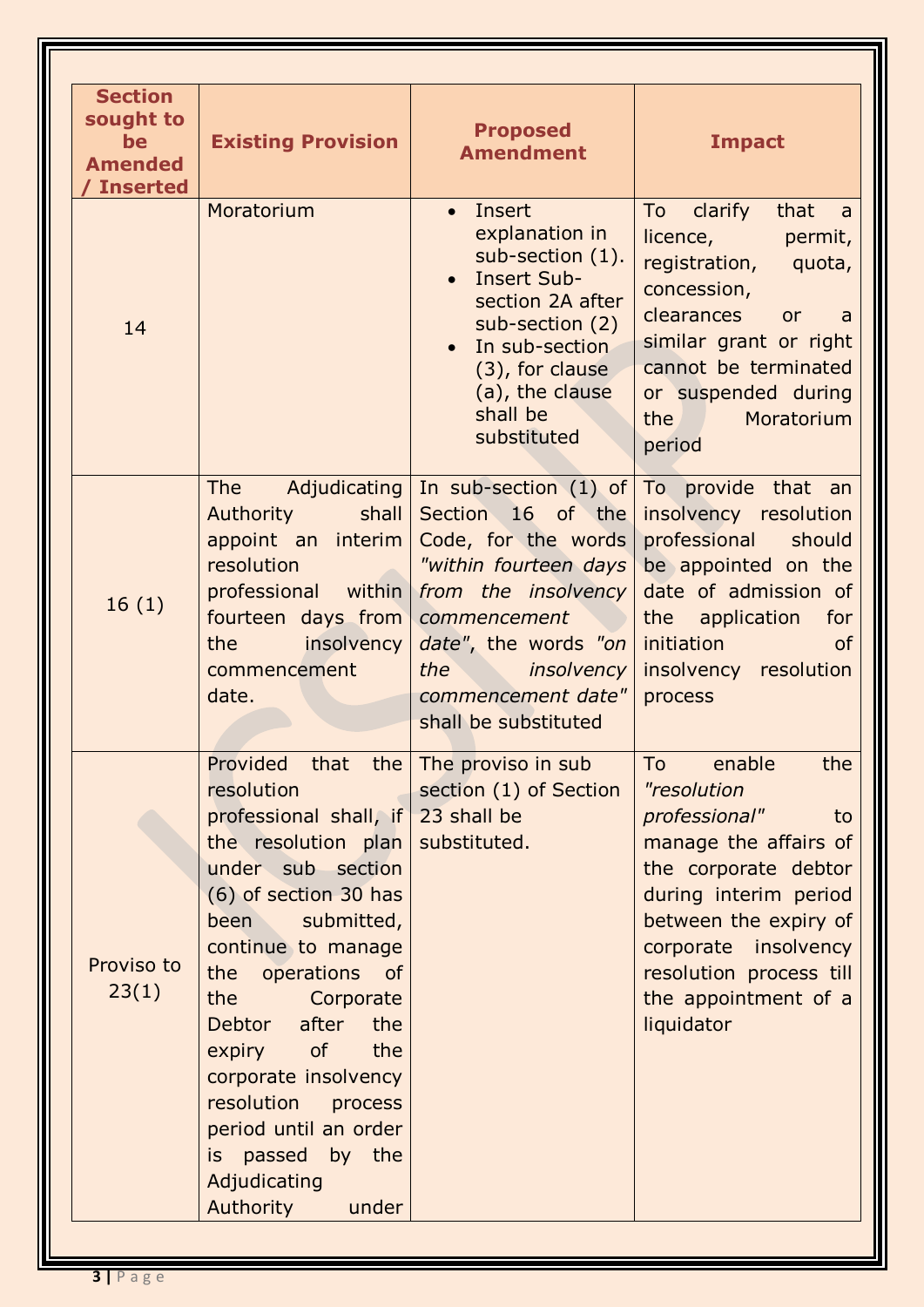| Section sought to be Amended / Inserted | Existing Provision | Proposed Amendment | Impact |
|---|---|---|---|
| 14 | Moratorium | • Insert explanation in sub-section (1).<br>• Insert Sub-section 2A after sub-section (2)<br>• In sub-section (3), for clause (a), the clause shall be substituted | To clarify that a licence, permit, registration, quota, concession, clearances or a similar grant or right cannot be terminated or suspended during the Moratorium period |
| 16 (1) | The Adjudicating Authority shall appoint an interim resolution professional within fourteen days from the insolvency commencement date. | In sub-section (1) of Section 16 of the Code, for the words *"within fourteen days from the insolvency commencement date"*, the words *"on the insolvency commencement date"* shall be substituted | To provide that an insolvency resolution professional should be appointed on the date of admission of the application for initiation of insolvency resolution process |
| Proviso to 23(1) | Provided that the resolution professional shall, if the resolution plan under sub section (6) of section 30 has been submitted, continue to manage the operations of the Corporate Debtor after the expiry of the corporate insolvency resolution process period until an order is passed by the Adjudicating Authority under | The proviso in sub section (1) of Section 23 shall be substituted. | To enable the *"resolution professional"* to manage the affairs of the corporate debtor during interim period between the expiry of corporate insolvency resolution process till the appointment of a liquidator |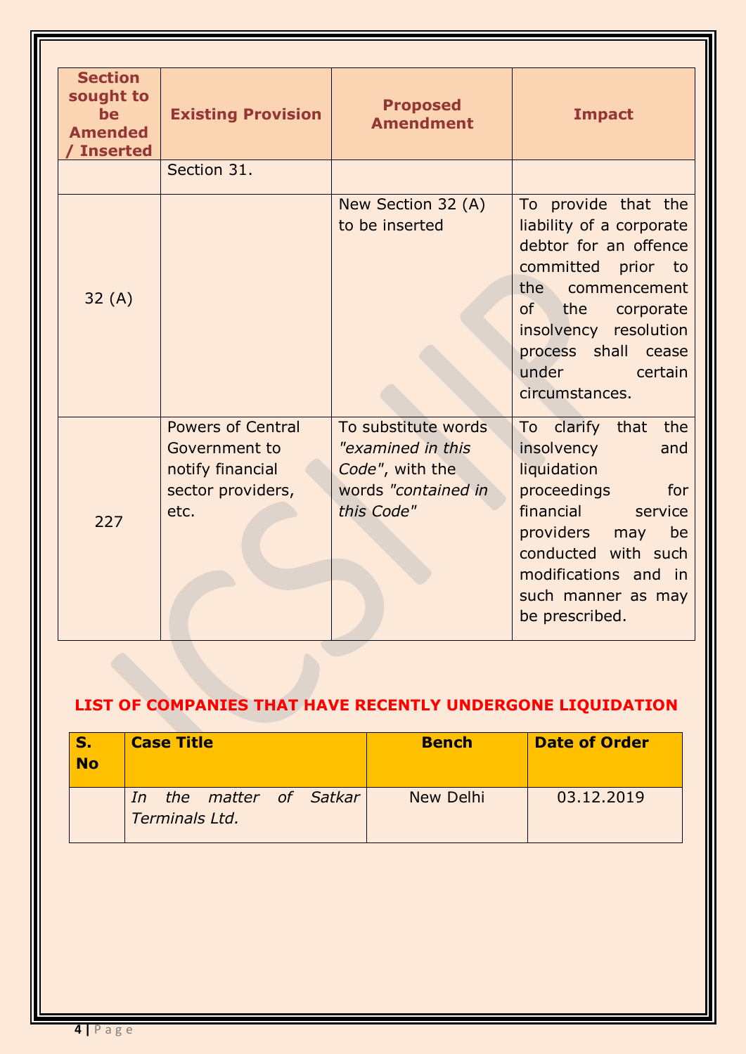| Section sought to be Amended / Inserted | Existing Provision | Proposed Amendment | Impact |
|---|---|---|---|
| | Section 31. | | |
| 32 (A) | | New Section 32 (A) to be inserted | To provide that the liability of a corporate debtor for an offence committed prior to the commencement of the corporate insolvency resolution process shall cease under certain circumstances. |
| 227 | Powers of Central Government to notify financial sector providers, etc. | To substitute words *"examined in this Code"*, with the words *"contained in this Code"* | To clarify that the insolvency and liquidation proceedings for financial service providers may be conducted with such modifications and in such manner as may be prescribed. |

## LIST OF COMPANIES THAT HAVE RECENTLY UNDERGONE LIQUIDATION

| S. No | Case Title | Bench | Date of Order |
|---|---|---|---|
| | *In the matter of Satkar Terminals Ltd.* | New Delhi | 03.12.2019 |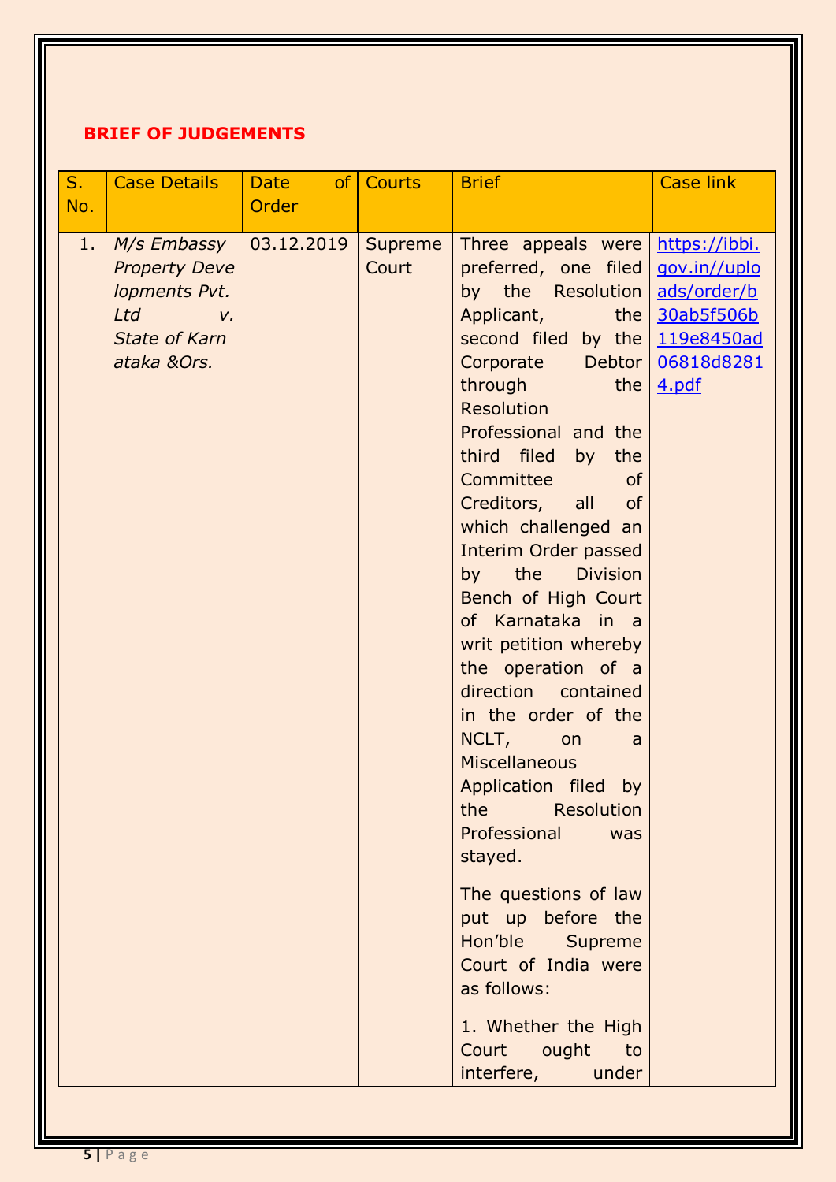**BRIEF OF JUDGEMENTS**

| S. No. | Case Details | Date of Order | Courts | Brief | Case link |
|---|---|---|---|---|---|
| 1. | *M/s Embassy Property Developments Pvt. Ltd v. State of Karnataka &Ors.* | 03.12.2019 | Supreme Court | Three appeals were preferred, one filed by the Resolution Applicant, the second filed by the Corporate Debtor through the Resolution Professional and the third filed by the Committee of Creditors, all of which challenged an Interim Order passed by the Division Bench of High Court of Karnataka in a writ petition whereby the operation of a direction contained in the order of the NCLT, on a Miscellaneous Application filed by the Resolution Professional was stayed.<br><br>The questions of law put up before the Hon'ble Supreme Court of India were as follows:<br><br>1. Whether the High Court ought to interfere, under | https://ibbi.gov.in//uploads/order/b30ab5f506b119e8450ad06818d82814.pdf |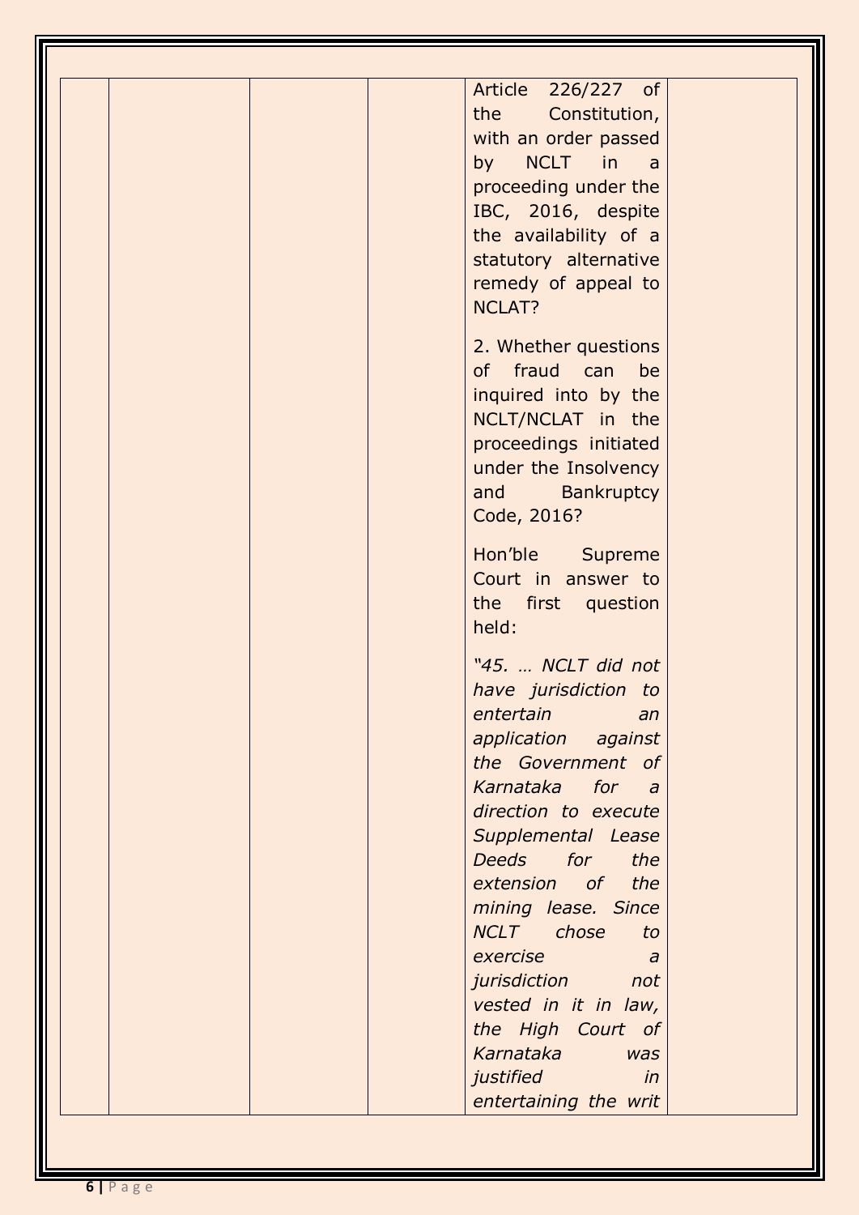| | | | | | |
|---|---|---|---|---|---|
| | | | | Article 226/227 of the Constitution, with an order passed by NCLT in a proceeding under the IBC, 2016, despite the availability of a statutory alternative remedy of appeal to NCLAT?<br><br>2. Whether questions of fraud can be inquired into by the NCLT/NCLAT in the proceedings initiated under the Insolvency and Bankruptcy Code, 2016?<br><br>Hon'ble Supreme Court in answer to the first question held:<br><br>*"45. … NCLT did not have jurisdiction to entertain an application against the Government of Karnataka for a direction to execute Supplemental Lease Deeds for the extension of the mining lease. Since NCLT chose to exercise a jurisdiction not vested in it in law, the High Court of Karnataka was justified in entertaining the writ* | |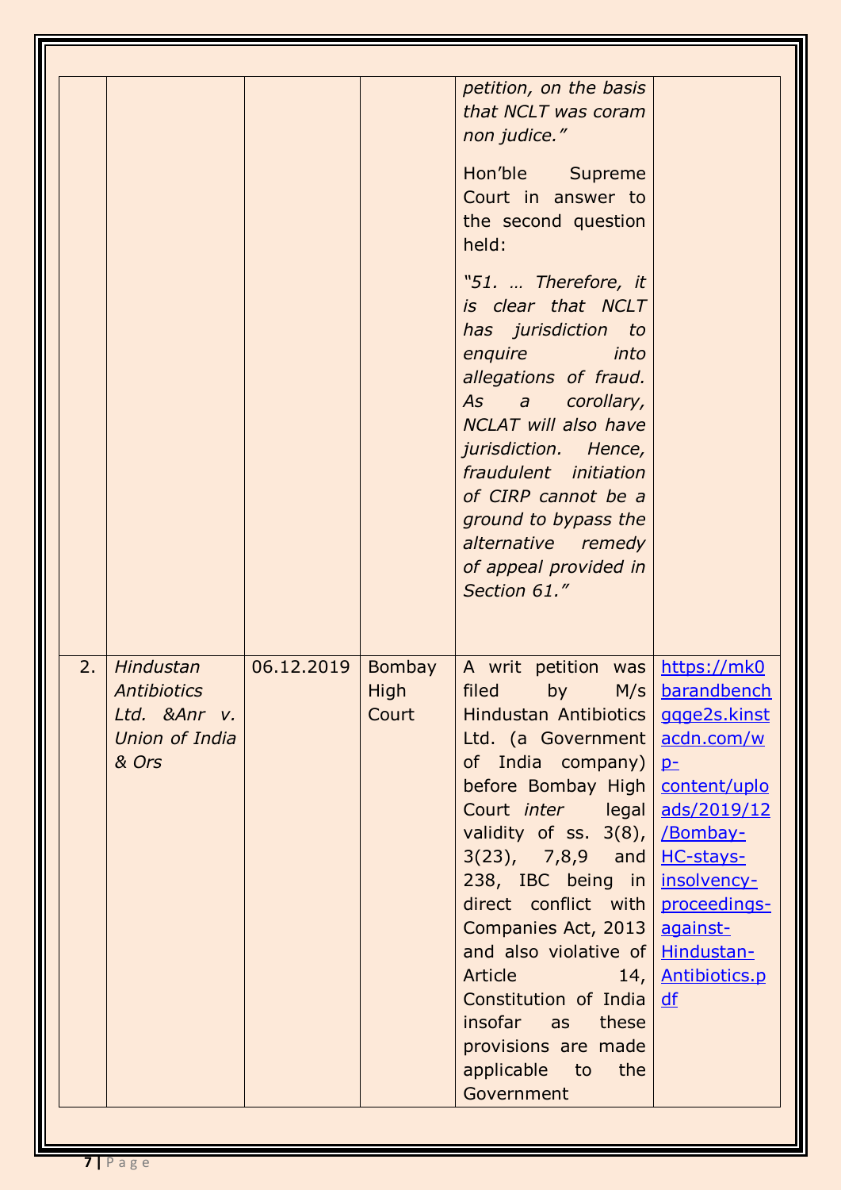| | | | | | |
|---|---|---|---|---|---|
| | | | | *petition, on the basis that NCLT was coram non judice."* Hon'ble Supreme Court in answer to the second question held: *"51. … Therefore, it is clear that NCLT has jurisdiction to enquire into allegations of fraud. As a corollary, NCLAT will also have jurisdiction. Hence, fraudulent initiation of CIRP cannot be a ground to bypass the alternative remedy of appeal provided in Section 61."* | |
| 2. | *Hindustan Antibiotics Ltd. &Anr v. Union of India & Ors* | 06.12.2019 | Bombay High Court | A writ petition was filed by M/s Hindustan Antibiotics Ltd. (a Government of India company) before Bombay High Court *inter* legal validity of ss. 3(8), 3(23), 7,8,9 and 238, IBC being in direct conflict with Companies Act, 2013 and also violative of Article 14, Constitution of India insofar as these provisions are made applicable to the Government | [https://mk0barandbenchgqge2s.kinstacdn.com/wp-content/uploads/2019/12/Bombay-HC-stays-insolvency-proceedings-against-Hindustan-Antibiotics.pdf](https://mk0barandbenchgqge2s.kinstacdn.com/wp-content/uploads/2019/12/Bombay-HC-stays-insolvency-proceedings-against-Hindustan-Antibiotics.pdf) |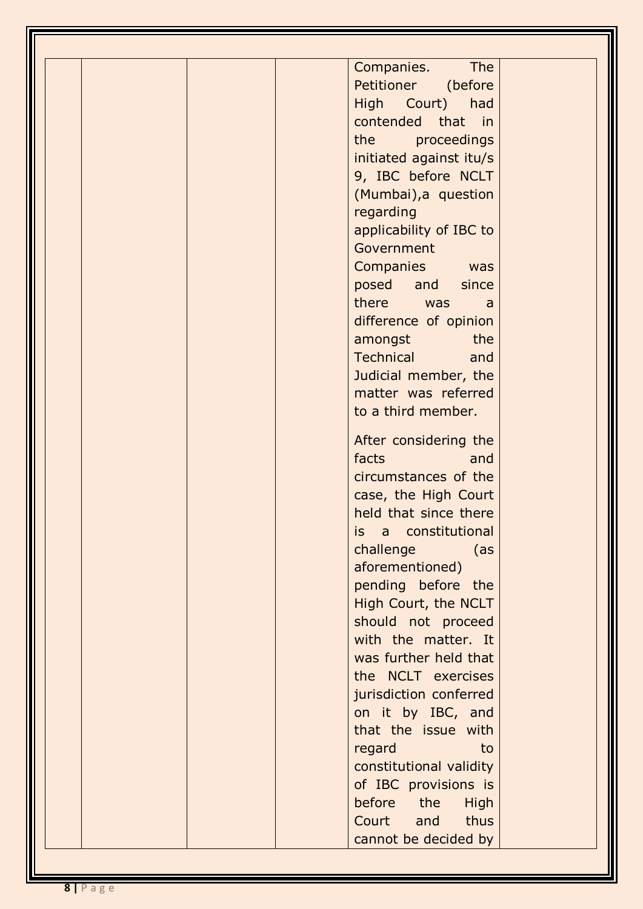|  |  |  |  | Companies. The Petitioner (before High Court) had contended that in the proceedings initiated against itu/s 9, IBC before NCLT (Mumbai),a question regarding applicability of IBC to Government Companies was posed and since there was a difference of opinion amongst the Technical and Judicial member, the matter was referred to a third member.<br><br>After considering the facts and circumstances of the case, the High Court held that since there is a constitutional challenge (as aforementioned) pending before the High Court, the NCLT should not proceed with the matter. It was further held that the NCLT exercises jurisdiction conferred on it by IBC, and that the issue with regard to constitutional validity of IBC provisions is before the High Court and thus cannot be decided by |  |
|---|---|---|---|---|---|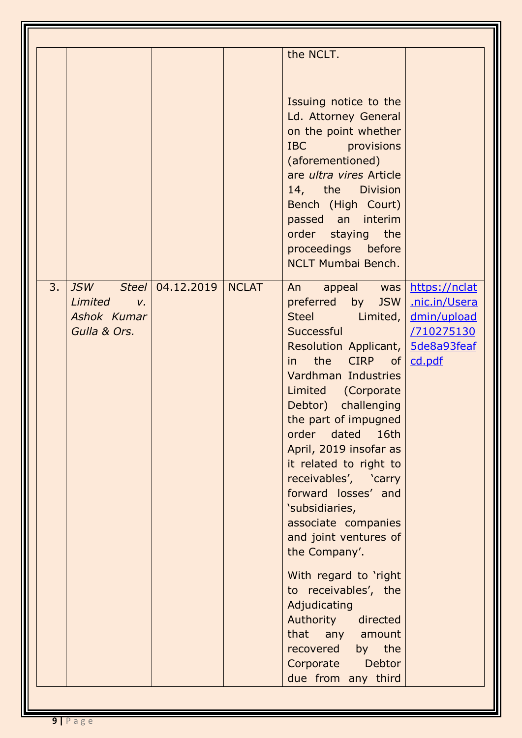| | | | | | |
|---|---|---|---|---|---|
| | | | | the NCLT.<br><br>Issuing notice to the Ld. Attorney General on the point whether IBC provisions (aforementioned) are *ultra vires* Article 14, the Division Bench (High Court) passed an interim order staying the proceedings before NCLT Mumbai Bench. | |
| 3. | *JSW Steel Limited v. Ashok Kumar Gulla & Ors.* | 04.12.2019 | NCLAT | An appeal was preferred by JSW Steel Limited, Successful Resolution Applicant, in the CIRP of Vardhman Industries Limited (Corporate Debtor) challenging the part of impugned order dated 16th April, 2019 insofar as it related to right to receivables', 'carry forward losses' and 'subsidiaries, associate companies and joint ventures of the Company'.<br><br>With regard to 'right to receivables', the Adjudicating Authority directed that any amount recovered by the Corporate Debtor due from any third | [https://nclat.nic.in/Useradmin/upload/7102751305de8a93feafcd.pdf](https://nclat.nic.in/Useradmin/upload/7102751305de8a93feafcd.pdf) |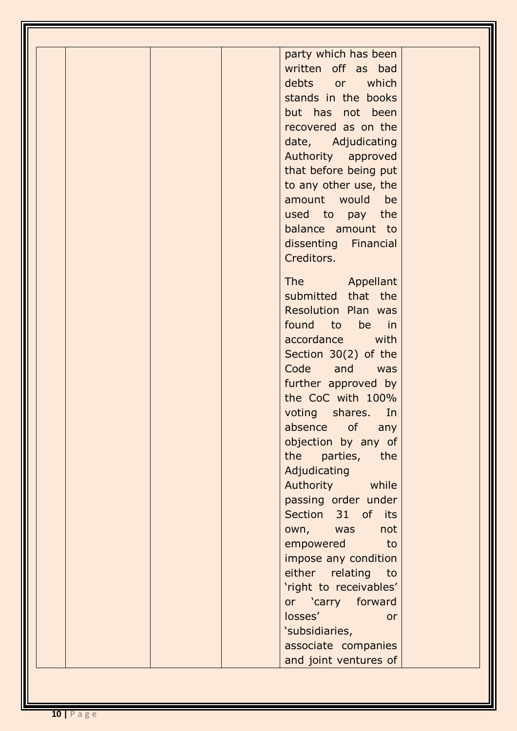|  |  |  |  | party which has been written off as bad debts or which stands in the books but has not been recovered as on the date, Adjudicating Authority approved that before being put to any other use, the amount would be used to pay the balance amount to dissenting Financial Creditors.<br><br>The Appellant submitted that the Resolution Plan was found to be in accordance with Section 30(2) of the Code and was further approved by the CoC with 100% voting shares. In absence of any objection by any of the parties, the Adjudicating Authority while passing order under Section 31 of its own, was not empowered to impose any condition either relating to 'right to receivables' or 'carry forward losses' or 'subsidiaries, associate companies and joint ventures of |  |
|---|---|---|---|---|---|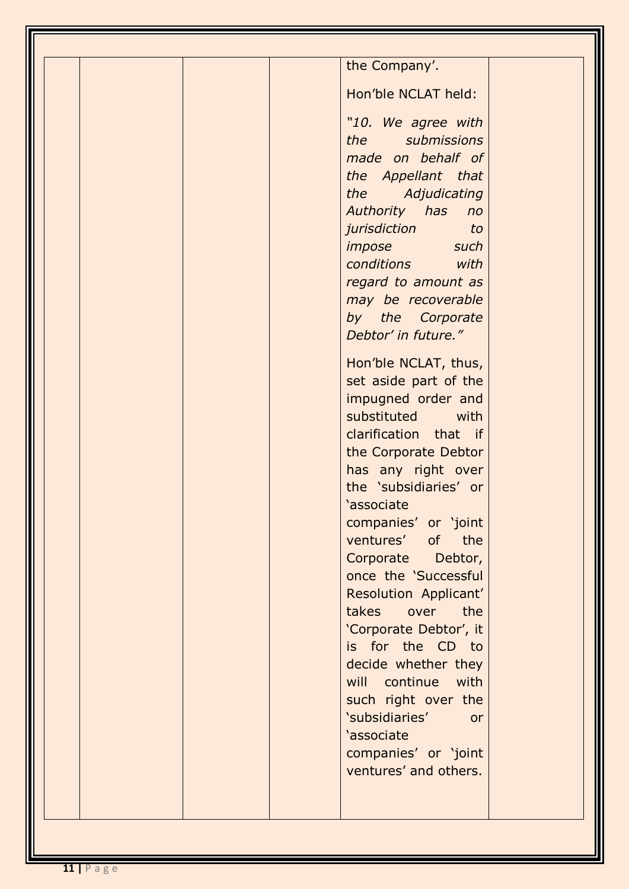| | | | | | |
|---|---|---|---|---|---|
| | | | | the Company'.<br><br>Hon'ble NCLAT held:<br><br>*"10. We agree with the submissions made on behalf of the Appellant that the Adjudicating Authority has no jurisdiction to impose such conditions with regard to amount as may be recoverable by the Corporate Debtor' in future."*<br><br>Hon'ble NCLAT, thus, set aside part of the impugned order and substituted with clarification that if the Corporate Debtor has any right over the 'subsidiaries' or 'associate companies' or 'joint ventures' of the Corporate Debtor, once the 'Successful Resolution Applicant' takes over the 'Corporate Debtor', it is for the CD to decide whether they will continue with such right over the 'subsidiaries' or 'associate companies' or 'joint ventures' and others. | |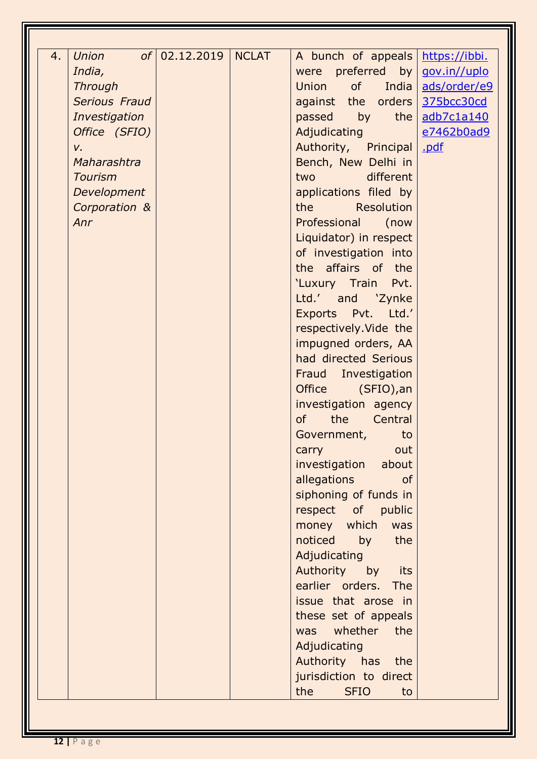| 4. | *Union of India, Through Serious Fraud Investigation Office (SFIO) v. Maharashtra Tourism Development Corporation & Anr* | 02.12.2019 | NCLAT | A bunch of appeals were preferred by Union of India against the orders passed by the Adjudicating Authority, Principal Bench, New Delhi in two different applications filed by the Resolution Professional (now Liquidator) in respect of investigation into the affairs of the 'Luxury Train Pvt. Ltd.' and 'Zynke Exports Pvt. Ltd.' respectively.Vide the impugned orders, AA had directed Serious Fraud Investigation Office (SFIO),an investigation agency of the Central Government, to carry out investigation about allegations of siphoning of funds in respect of public money which was noticed by the Adjudicating Authority by its earlier orders. The issue that arose in these set of appeals was whether the Adjudicating Authority has the jurisdiction to direct the SFIO to | https://ibbi.gov.in//uploads/order/e9375bcc30cdadb7c1a140e7462b0ad9.pdf |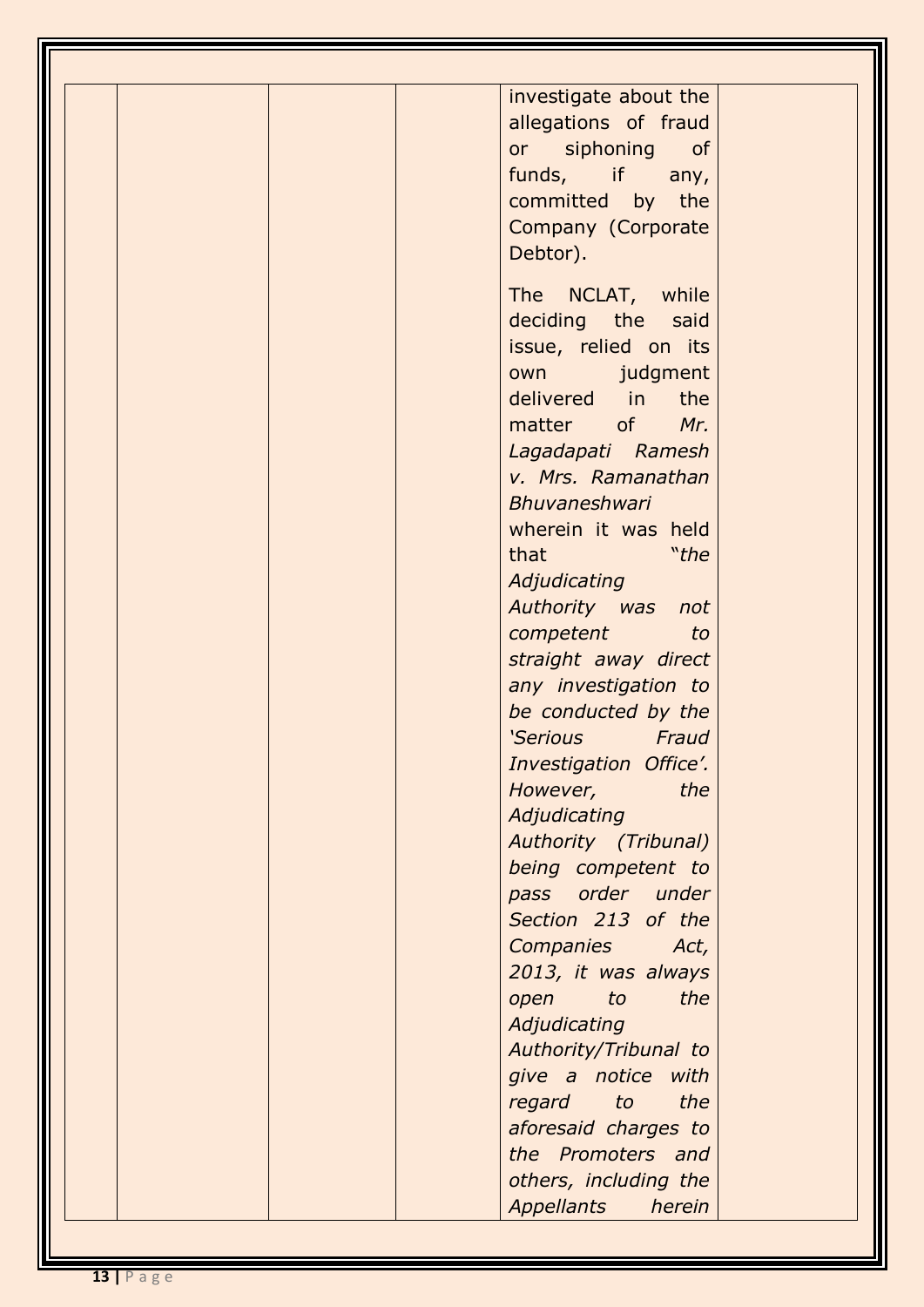| | | | | | |
|---|---|---|---|---|---|
| | | | | investigate about the allegations of fraud or siphoning of funds, if any, committed by the Company (Corporate Debtor).<br><br>The NCLAT, while deciding the said issue, relied on its own judgment delivered in the matter of *Mr. Lagadapati Ramesh v. Mrs. Ramanathan Bhuvaneshwari* wherein it was held that "*the Adjudicating Authority was not competent to straight away direct any investigation to be conducted by the 'Serious Fraud Investigation Office'. However, the Adjudicating Authority (Tribunal) being competent to pass order under Section 213 of the Companies Act, 2013, it was always open to the Adjudicating Authority/Tribunal to give a notice with regard to the aforesaid charges to the Promoters and others, including the Appellants herein* | |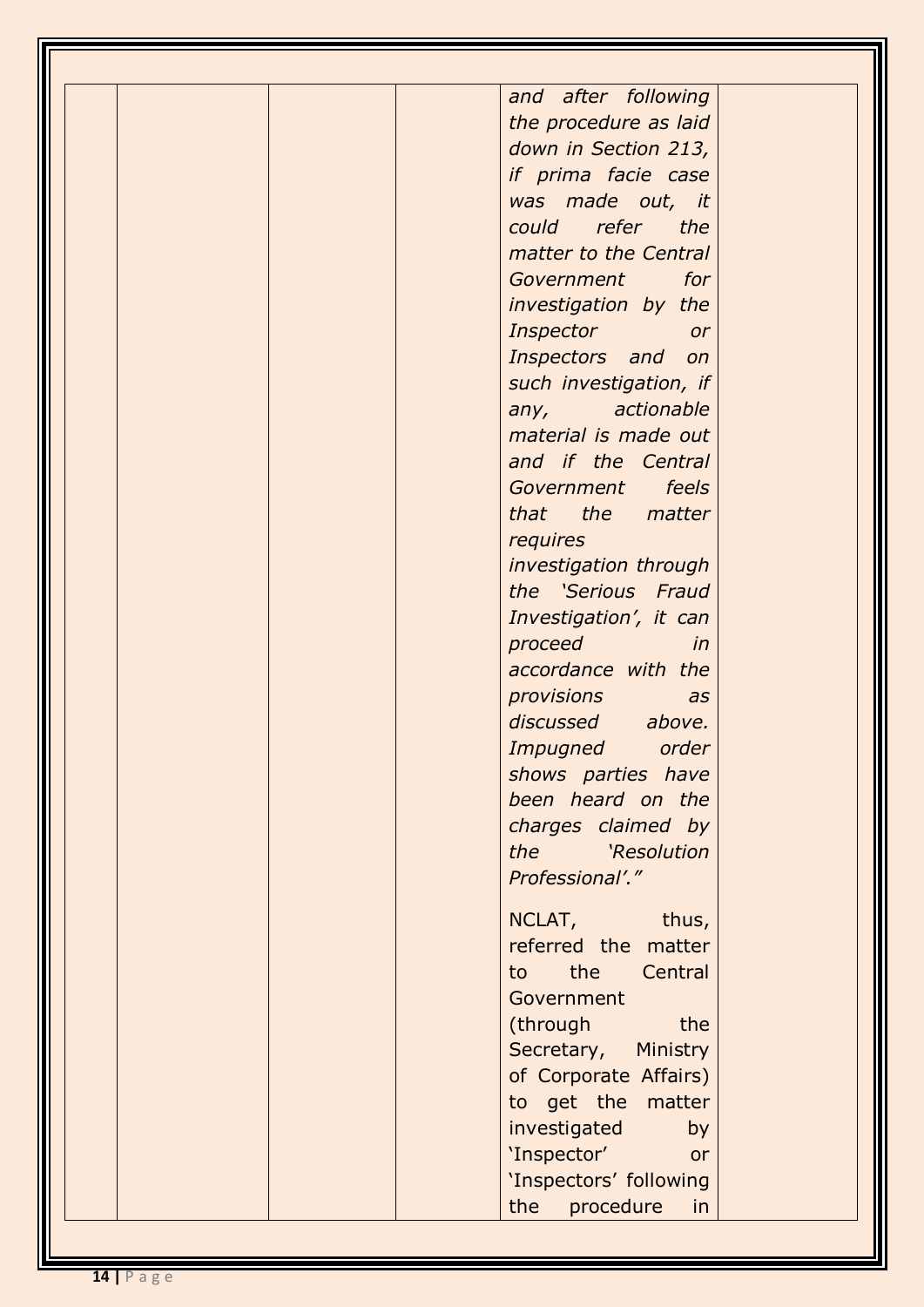| | | | | | |
|---|---|---|---|---|---|
| | | | | *and after following the procedure as laid down in Section 213, if prima facie case was made out, it could refer the matter to the Central Government for investigation by the Inspector or Inspectors and on such investigation, if any, actionable material is made out and if the Central Government feels that the matter requires investigation through the 'Serious Fraud Investigation', it can proceed in accordance with the provisions as discussed above. Impugned order shows parties have been heard on the charges claimed by the 'Resolution Professional'."*<br><br>NCLAT, thus, referred the matter to the Central Government (through the Secretary, Ministry of Corporate Affairs) to get the matter investigated by 'Inspector' or 'Inspectors' following the procedure in | |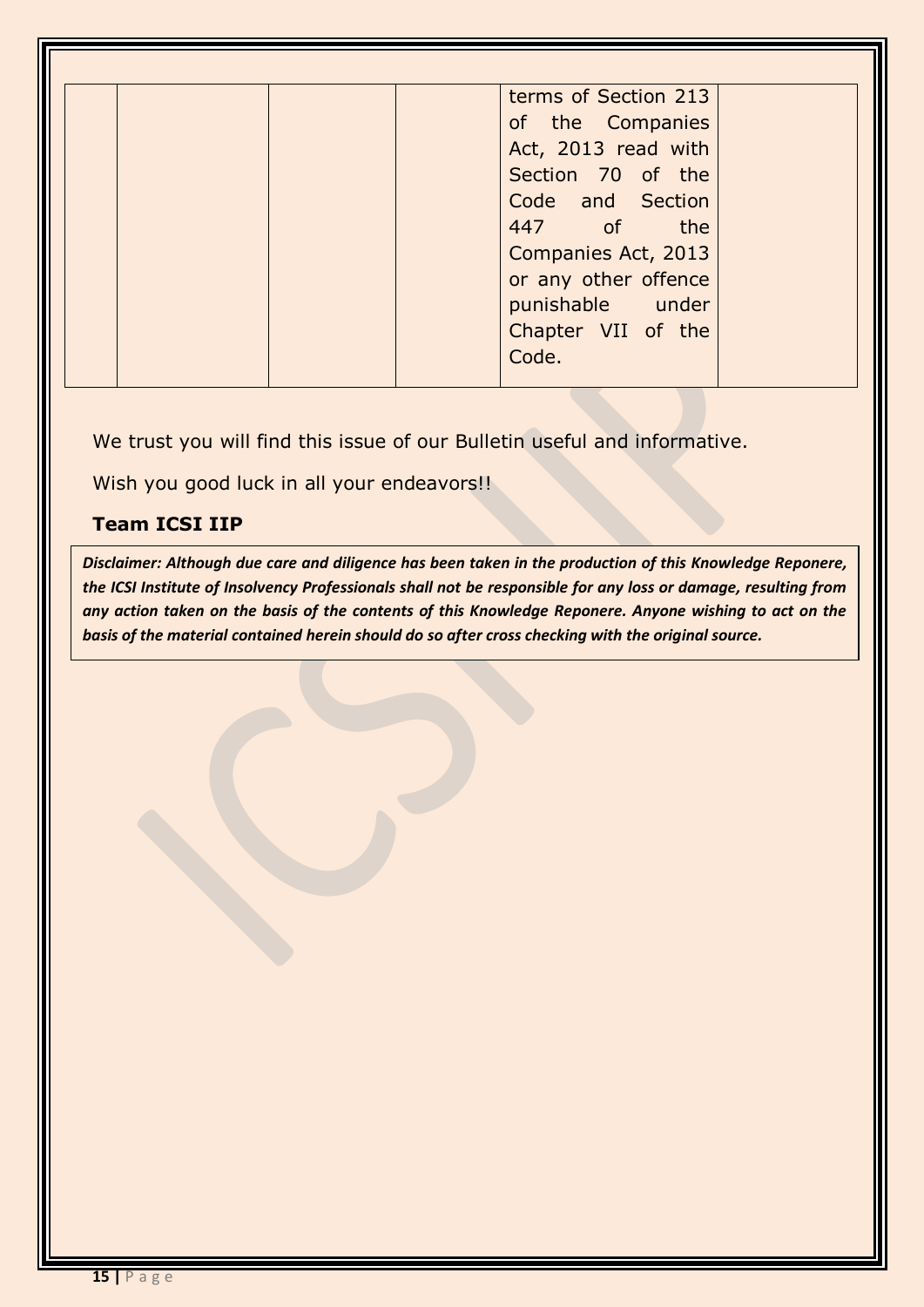| | | | | | |
|---|---|---|---|---|---|
| | | | | terms of Section 213 of the Companies Act, 2013 read with Section 70 of the Code and Section 447 of the Companies Act, 2013 or any other offence punishable under Chapter VII of the Code. | |

We trust you will find this issue of our Bulletin useful and informative.

Wish you good luck in all your endeavors!!

**Team ICSI IIP**

***Disclaimer: Although due care and diligence has been taken in the production of this Knowledge Reponere, the ICSI Institute of Insolvency Professionals shall not be responsible for any loss or damage, resulting from any action taken on the basis of the contents of this Knowledge Reponere. Anyone wishing to act on the basis of the material contained herein should do so after cross checking with the original source.***